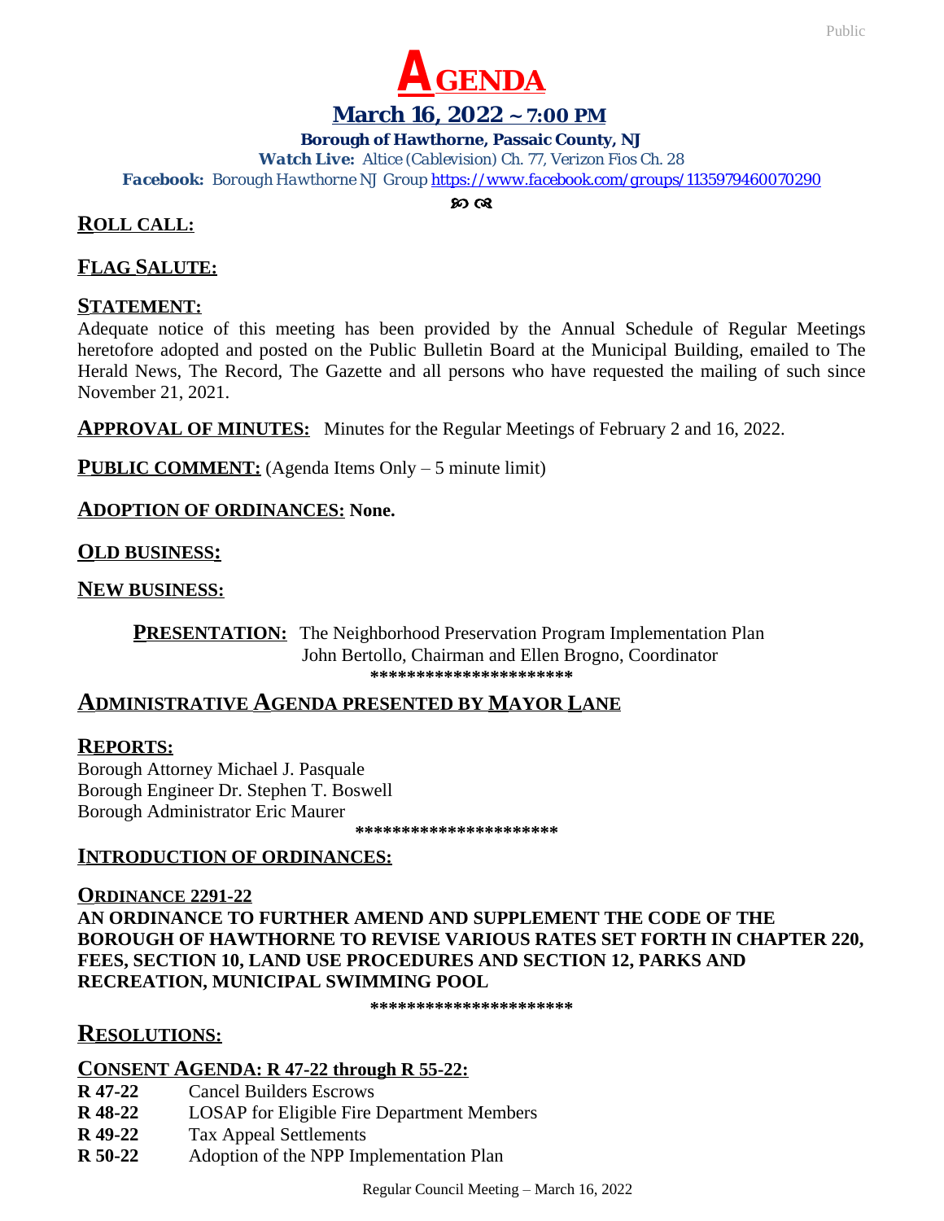# AGENDA

## March 16, 2022 ~ 7:00 PM

**Borough of Hawthorne, Passaic County, NJ**

***Watch Live:*** *Altice (Cablevision) Ch. 77, Verizon Fios Ch. 28*

***Facebook:*** *Borough Hawthorne NJ Group* https://www.facebook.com/groups/1135979460070290

## ROLL CALL:

## FLAG SALUTE:

## STATEMENT:

Adequate notice of this meeting has been provided by the Annual Schedule of Regular Meetings heretofore adopted and posted on the Public Bulletin Board at the Municipal Building, emailed to The Herald News, The Record, The Gazette and all persons who have requested the mailing of such since November 21, 2021.

**APPROVAL OF MINUTES:** Minutes for the Regular Meetings of February 2 and 16, 2022.

**PUBLIC COMMENT:** (Agenda Items Only – 5 minute limit)

**ADOPTION OF ORDINANCES:** **None.**

## OLD BUSINESS:

## NEW BUSINESS:

**PRESENTATION:** The Neighborhood Preservation Program Implementation Plan
John Bertollo, Chairman and Ellen Brogno, Coordinator

**********************

## ADMINISTRATIVE AGENDA PRESENTED BY MAYOR LANE

## REPORTS:

Borough Attorney Michael J. Pasquale
Borough Engineer Dr. Stephen T. Boswell
Borough Administrator Eric Maurer

**********************

## INTRODUCTION OF ORDINANCES:

**ORDINANCE 2291-22**
**AN ORDINANCE TO FURTHER AMEND AND SUPPLEMENT THE CODE OF THE BOROUGH OF HAWTHORNE TO REVISE VARIOUS RATES SET FORTH IN CHAPTER 220, FEES, SECTION 10, LAND USE PROCEDURES AND SECTION 12, PARKS AND RECREATION, MUNICIPAL SWIMMING POOL**

**********************

## RESOLUTIONS:

**CONSENT AGENDA: R 47-22 through R 55-22:**

**R 47-22** Cancel Builders Escrows
**R 48-22** LOSAP for Eligible Fire Department Members
**R 49-22** Tax Appeal Settlements
**R 50-22** Adoption of the NPP Implementation Plan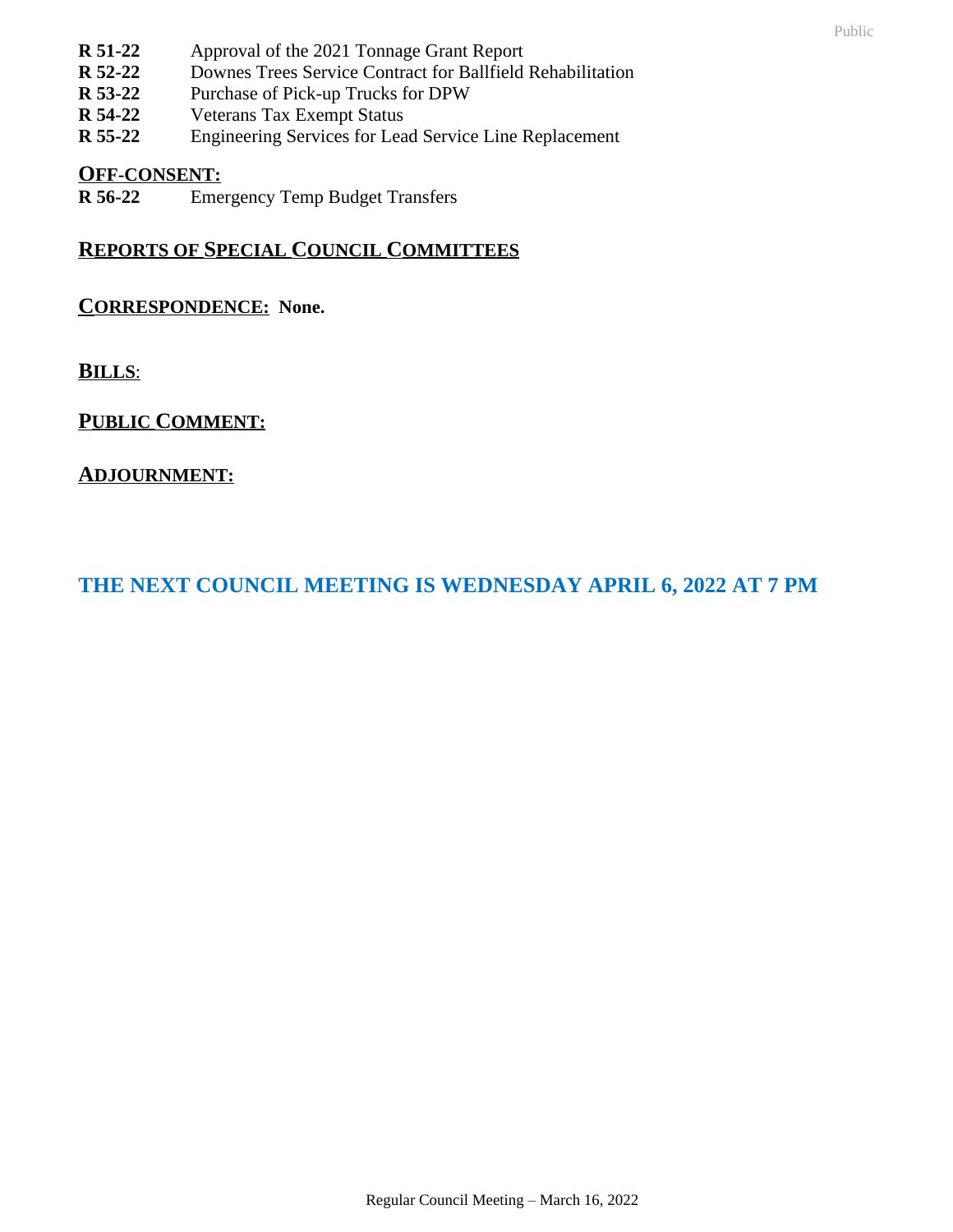**R 51-22** Approval of the 2021 Tonnage Grant Report
**R 52-22** Downes Trees Service Contract for Ballfield Rehabilitation
**R 53-22** Purchase of Pick-up Trucks for DPW
**R 54-22** Veterans Tax Exempt Status
**R 55-22** Engineering Services for Lead Service Line Replacement

**OFF-CONSENT:**
**R 56-22** Emergency Temp Budget Transfers

**REPORTS OF SPECIAL COUNCIL COMMITTEES**

**CORRESPONDENCE: None.**

**BILLS**:

**PUBLIC COMMENT:**

**ADJOURNMENT:**

**THE NEXT COUNCIL MEETING IS WEDNESDAY APRIL 6, 2022 AT 7 PM**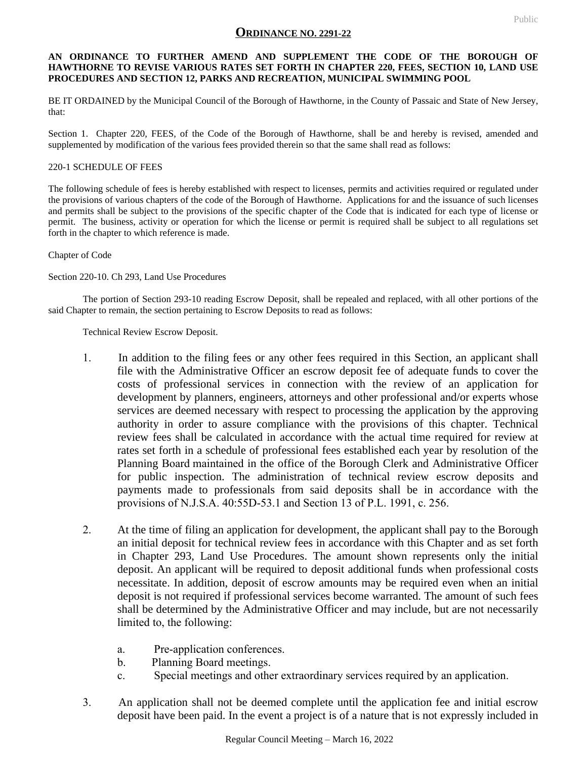## ORDINANCE NO. 2291-22

**AN ORDINANCE TO FURTHER AMEND AND SUPPLEMENT THE CODE OF THE BOROUGH OF HAWTHORNE TO REVISE VARIOUS RATES SET FORTH IN CHAPTER 220, FEES, SECTION 10, LAND USE PROCEDURES AND SECTION 12, PARKS AND RECREATION, MUNICIPAL SWIMMING POOL**

BE IT ORDAINED by the Municipal Council of the Borough of Hawthorne, in the County of Passaic and State of New Jersey, that:

Section 1. Chapter 220, FEES, of the Code of the Borough of Hawthorne, shall be and hereby is revised, amended and supplemented by modification of the various fees provided therein so that the same shall read as follows:

220-1 SCHEDULE OF FEES

The following schedule of fees is hereby established with respect to licenses, permits and activities required or regulated under the provisions of various chapters of the code of the Borough of Hawthorne. Applications for and the issuance of such licenses and permits shall be subject to the provisions of the specific chapter of the Code that is indicated for each type of license or permit. The business, activity or operation for which the license or permit is required shall be subject to all regulations set forth in the chapter to which reference is made.

Chapter of Code

Section 220-10. Ch 293, Land Use Procedures

The portion of Section 293-10 reading Escrow Deposit, shall be repealed and replaced, with all other portions of the said Chapter to remain, the section pertaining to Escrow Deposits to read as follows:

Technical Review Escrow Deposit.

1. In addition to the filing fees or any other fees required in this Section, an applicant shall file with the Administrative Officer an escrow deposit fee of adequate funds to cover the costs of professional services in connection with the review of an application for development by planners, engineers, attorneys and other professional and/or experts whose services are deemed necessary with respect to processing the application by the approving authority in order to assure compliance with the provisions of this chapter. Technical review fees shall be calculated in accordance with the actual time required for review at rates set forth in a schedule of professional fees established each year by resolution of the Planning Board maintained in the office of the Borough Clerk and Administrative Officer for public inspection. The administration of technical review escrow deposits and payments made to professionals from said deposits shall be in accordance with the provisions of N.J.S.A. 40:55D-53.1 and Section 13 of P.L. 1991, c. 256.

2. At the time of filing an application for development, the applicant shall pay to the Borough an initial deposit for technical review fees in accordance with this Chapter and as set forth in Chapter 293, Land Use Procedures. The amount shown represents only the initial deposit. An applicant will be required to deposit additional funds when professional costs necessitate. In addition, deposit of escrow amounts may be required even when an initial deposit is not required if professional services become warranted. The amount of such fees shall be determined by the Administrative Officer and may include, but are not necessarily limited to, the following:

   a. Pre-application conferences.
   b. Planning Board meetings.
   c. Special meetings and other extraordinary services required by an application.

3. An application shall not be deemed complete until the application fee and initial escrow deposit have been paid. In the event a project is of a nature that is not expressly included in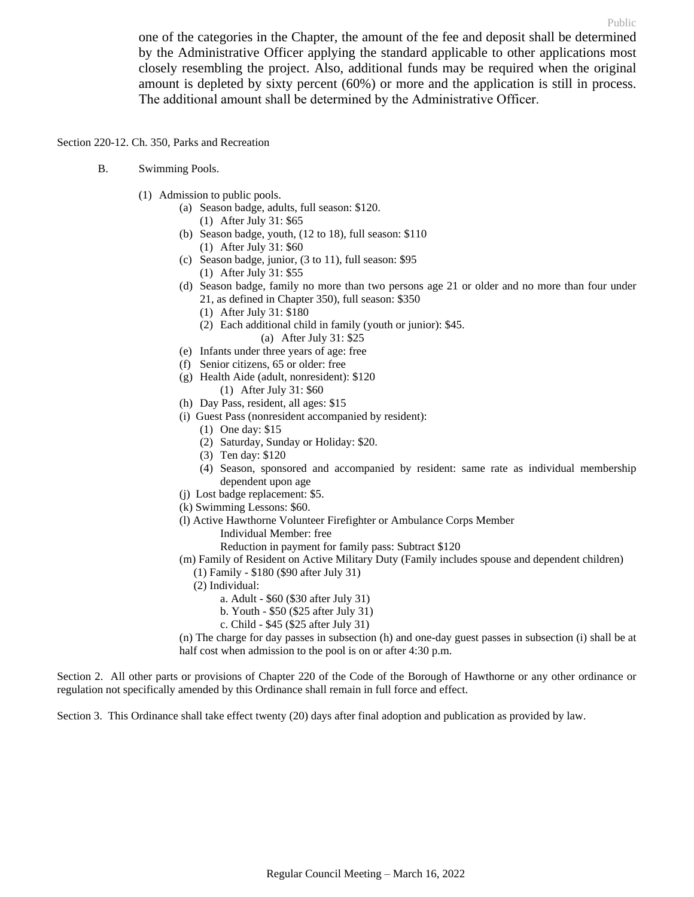one of the categories in the Chapter, the amount of the fee and deposit shall be determined by the Administrative Officer applying the standard applicable to other applications most closely resembling the project. Also, additional funds may be required when the original amount is depleted by sixty percent (60%) or more and the application is still in process. The additional amount shall be determined by the Administrative Officer.

Section 220-12. Ch. 350, Parks and Recreation

B. Swimming Pools.

(1) Admission to public pools.

- (a) Season badge, adults, full season: $120.
  - (1) After July 31: $65
- (b) Season badge, youth, (12 to 18), full season: $110
  - (1) After July 31: $60
- (c) Season badge, junior, (3 to 11), full season: $95
  - (1) After July 31: $55
- (d) Season badge, family no more than two persons age 21 or older and no more than four under 21, as defined in Chapter 350), full season: $350
  - (1) After July 31: $180
  - (2) Each additional child in family (youth or junior): $45.
    - (a) After July 31: $25
- (e) Infants under three years of age: free
- (f) Senior citizens, 65 or older: free
- (g) Health Aide (adult, nonresident): $120
  - (1) After July 31: $60
- (h) Day Pass, resident, all ages: $15
- (i) Guest Pass (nonresident accompanied by resident):
  - (1) One day: $15
  - (2) Saturday, Sunday or Holiday: $20.
  - (3) Ten day: $120
  - (4) Season, sponsored and accompanied by resident: same rate as individual membership dependent upon age
- (j) Lost badge replacement: $5.
- (k) Swimming Lessons: $60.
- (l) Active Hawthorne Volunteer Firefighter or Ambulance Corps Member
  - Individual Member: free
  - Reduction in payment for family pass: Subtract $120
- (m) Family of Resident on Active Military Duty (Family includes spouse and dependent children)
  - (1) Family - $180 ($90 after July 31)
  - (2) Individual:
    - a. Adult - $60 ($30 after July 31)
    - b. Youth - $50 ($25 after July 31)
    - c. Child - $45 ($25 after July 31)
- (n) The charge for day passes in subsection (h) and one-day guest passes in subsection (i) shall be at half cost when admission to the pool is on or after 4:30 p.m.

Section 2. All other parts or provisions of Chapter 220 of the Code of the Borough of Hawthorne or any other ordinance or regulation not specifically amended by this Ordinance shall remain in full force and effect.

Section 3. This Ordinance shall take effect twenty (20) days after final adoption and publication as provided by law.